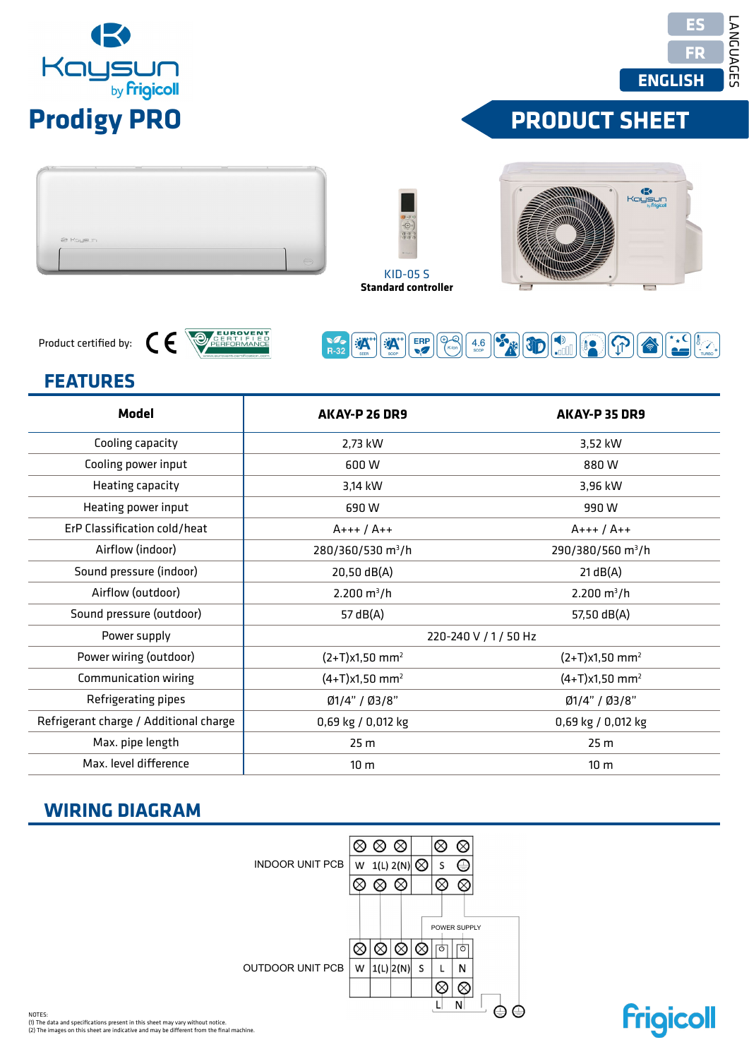Kaysun by Frigicoll

# Prodigy PRO

ES
FR
ENGLISH
LANGUAGES

## PRODUCT SHEET

KID-05 S
**Standard controller**

Product certified by:

## FEATURES

| Model | AKAY-P 26 DR9 | AKAY-P 35 DR9 |
|---|---|---|
| Cooling capacity | 2,73 kW | 3,52 kW |
| Cooling power input | 600 W | 880 W |
| Heating capacity | 3,14 kW | 3,96 kW |
| Heating power input | 690 W | 990 W |
| ErP Classification cold/heat | A+++ / A++ | A+++ / A++ |
| Airflow (indoor) | 280/360/530 m³/h | 290/380/560 m³/h |
| Sound pressure (indoor) | 20,50 dB(A) | 21 dB(A) |
| Airflow (outdoor) | 2.200 m³/h | 2.200 m³/h |
| Sound pressure (outdoor) | 57 dB(A) | 57,50 dB(A) |
| Power supply | 220-240 V / 1 / 50 Hz | |
| Power wiring (outdoor) | (2+T)x1,50 mm² | (2+T)x1,50 mm² |
| Communication wiring | (4+T)x1,50 mm² | (4+T)x1,50 mm² |
| Refrigerating pipes | Ø1/4" / Ø3/8" | Ø1/4" / Ø3/8" |
| Refrigerant charge / Additional charge | 0,69 kg / 0,012 kg | 0,69 kg / 0,012 kg |
| Max. pipe length | 25 m | 25 m |
| Max. level difference | 10 m | 10 m |

## WIRING DIAGRAM

INDOOR UNIT PCB: W, 1(L), 2(N), S

OUTDOOR UNIT PCB: W, 1(L), 2(N), S, L, N

POWER SUPPLY: L, N

NOTES:
(1) The data and specifications present in this sheet may vary without notice.
(2) The images on this sheet are indicative and may be different from the final machine.

Frigicoll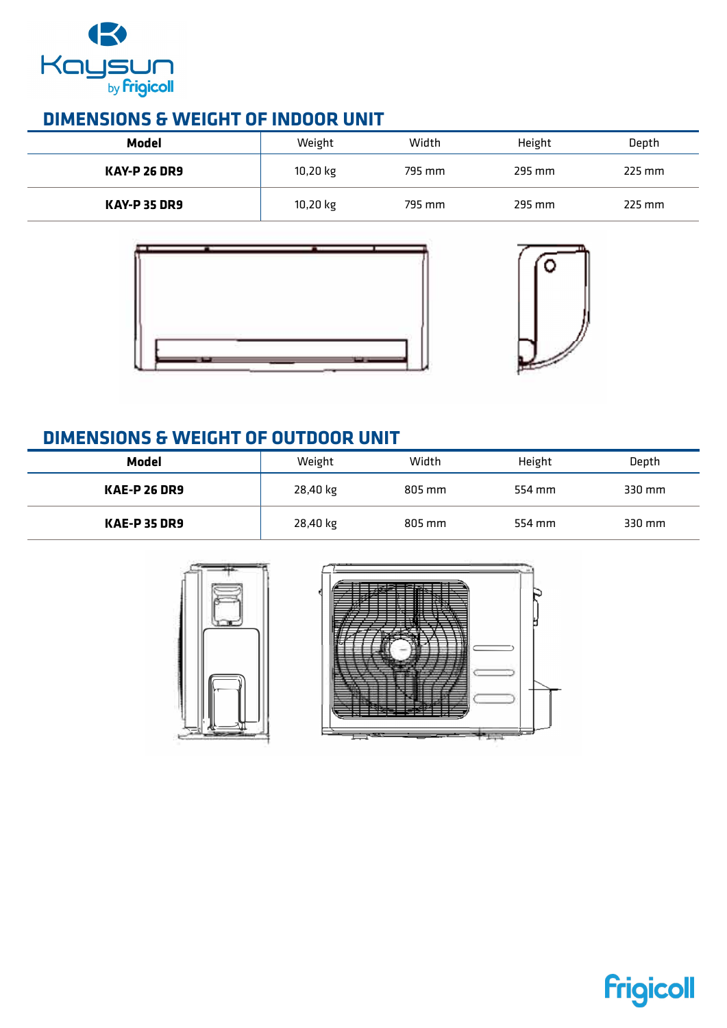## DIMENSIONS & WEIGHT OF INDOOR UNIT

| Model | Weight | Width | Height | Depth |
|---|---|---|---|---|
| **KAY-P 26 DR9** | 10,20 kg | 795 mm | 295 mm | 225 mm |
| **KAY-P 35 DR9** | 10,20 kg | 795 mm | 295 mm | 225 mm |

## DIMENSIONS & WEIGHT OF OUTDOOR UNIT

| Model | Weight | Width | Height | Depth |
|---|---|---|---|---|
| **KAE-P 26 DR9** | 28,40 kg | 805 mm | 554 mm | 330 mm |
| **KAE-P 35 DR9** | 28,40 kg | 805 mm | 554 mm | 330 mm |